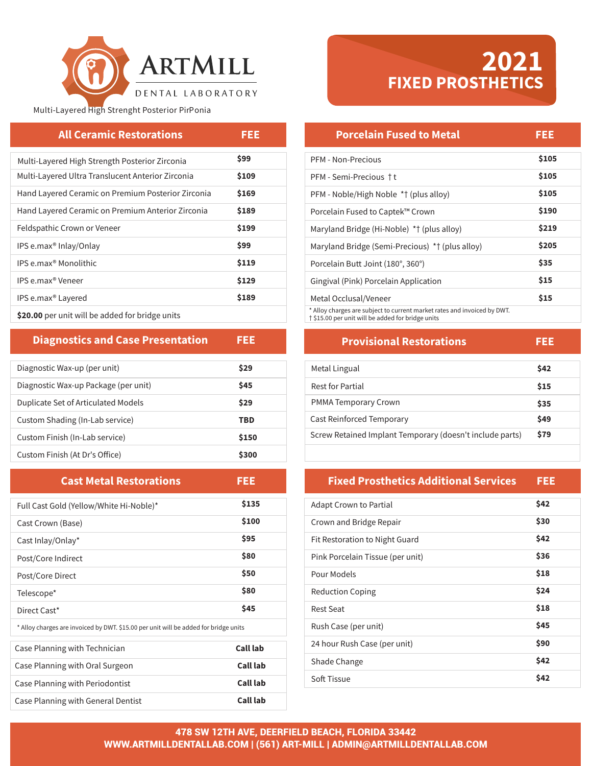# ARTMILL
DENTAL LABORATORY

Multi-Layered High Strenght Posterior PirPonia

# 2021 FIXED PROSTHETICS

| All Ceramic Restorations | FEE |
|---|---|
| Multi-Layered High Strength Posterior Zirconia | $99 |
| Multi-Layered Ultra Translucent Anterior Zirconia | $109 |
| Hand Layered Ceramic on Premium Posterior Zirconia | $169 |
| Hand Layered Ceramic on Premium Anterior Zirconia | $189 |
| Feldspathic Crown or Veneer | $199 |
| IPS e.max® Inlay/Onlay | $99 |
| IPS e.max® Monolithic | $119 |
| IPS e.max® Veneer | $129 |
| IPS e.max® Layered | $189 |
| **$20.00** per unit will be added for bridge units | |

| Diagnostics and Case Presentation | FEE |
|---|---|
| Diagnostic Wax-up (per unit) | $29 |
| Diagnostic Wax-up Package (per unit) | $45 |
| Duplicate Set of Articulated Models | $29 |
| Custom Shading (In-Lab service) | TBD |
| Custom Finish (In-Lab service) | $150 |
| Custom Finish (At Dr's Office) | $300 |

| Cast Metal Restorations | FEE |
|---|---|
| Full Cast Gold (Yellow/White Hi-Noble)* | $135 |
| Cast Crown (Base) | $100 |
| Cast Inlay/Onlay* | $95 |
| Post/Core Indirect | $80 |
| Post/Core Direct | $50 |
| Telescope* | $80 |
| Direct Cast* | $45 |

* Alloy charges are invoiced by DWT. $15.00 per unit will be added for bridge units

| | |
|---|---|
| Case Planning with Technician | Call lab |
| Case Planning with Oral Surgeon | Call lab |
| Case Planning with Periodontist | Call lab |
| Case Planning with General Dentist | Call lab |

| Porcelain Fused to Metal | FEE |
|---|---|
| PFM - Non-Precious | $105 |
| PFM - Semi-Precious † t | $105 |
| PFM - Noble/High Noble *† (plus alloy) | $105 |
| Porcelain Fused to Captek™ Crown | $190 |
| Maryland Bridge (Hi-Noble) *† (plus alloy) | $219 |
| Maryland Bridge (Semi-Precious) *† (plus alloy) | $205 |
| Porcelain Butt Joint (180°, 360°) | $35 |
| Gingival (Pink) Porcelain Application | $15 |
| Metal Occlusal/Veneer | $15 |

* Alloy charges are subject to current market rates and invoiced by DWT.
† $15.00 per unit will be added for bridge units

| Provisional Restorations | FEE |
|---|---|
| Metal Lingual | $42 |
| Rest for Partial | $15 |
| PMMA Temporary Crown | $35 |
| Cast Reinforced Temporary | $49 |
| Screw Retained Implant Temporary (doesn't include parts) | $79 |

| Fixed Prosthetics Additional Services | FEE |
|---|---|
| Adapt Crown to Partial | $42 |
| Crown and Bridge Repair | $30 |
| Fit Restoration to Night Guard | $42 |
| Pink Porcelain Tissue (per unit) | $36 |
| Pour Models | $18 |
| Reduction Coping | $24 |
| Rest Seat | $18 |
| Rush Case (per unit) | $45 |
| 24 hour Rush Case (per unit) | $90 |
| Shade Change | $42 |
| Soft Tissue | $42 |

**478 SW 12TH AVE, DEERFIELD BEACH, FLORIDA 33442**
**WWW.ARTMILLDENTALLAB.COM | (561) ART-MILL | ADMIN@ARTMILLDENTALLAB.COM**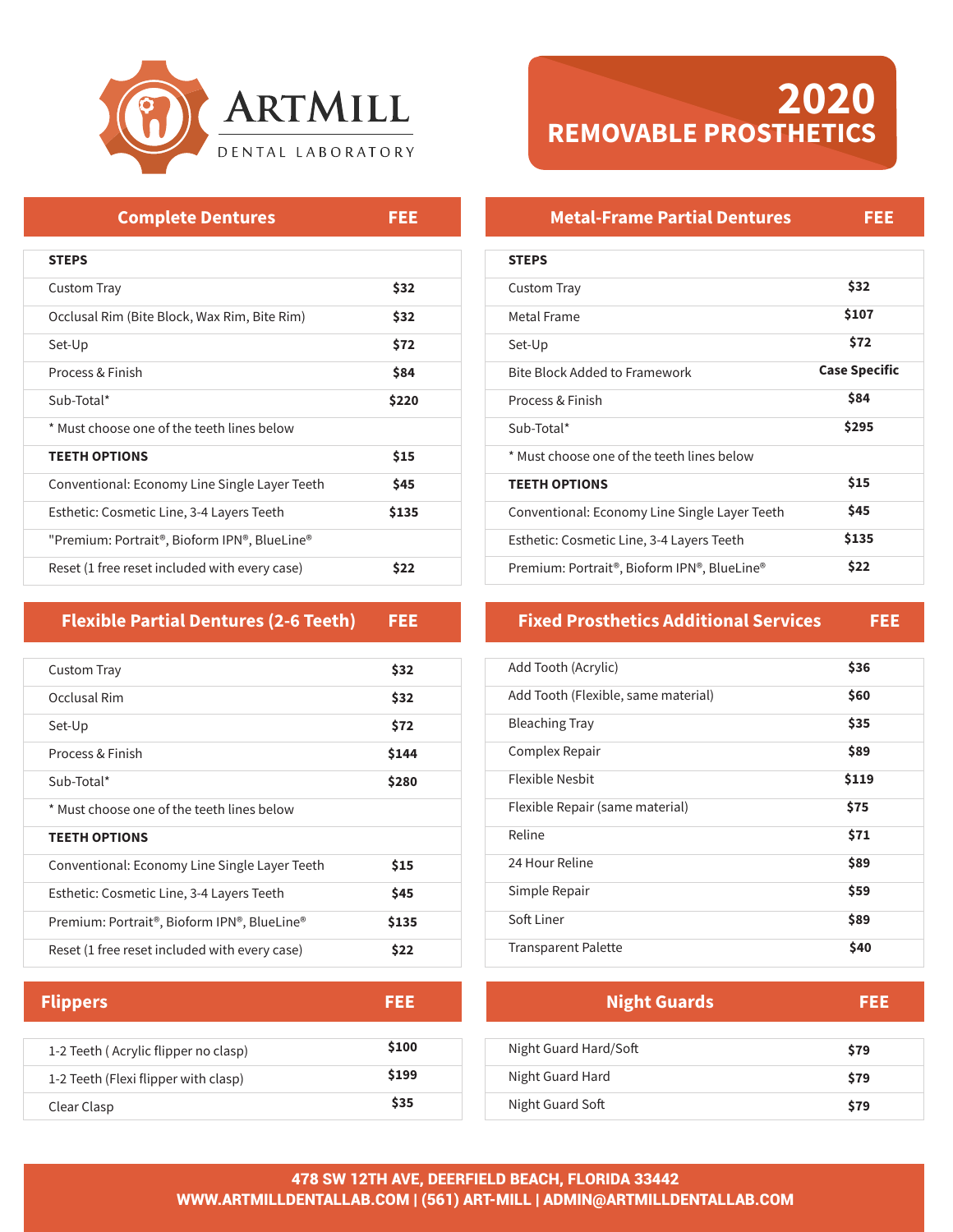# ARTMILL DENTAL LABORATORY

## 2020 REMOVABLE PROSTHETICS

| Complete Dentures | FEE |
|---|---|
| **STEPS** | |
| Custom Tray | **$32** |
| Occlusal Rim (Bite Block, Wax Rim, Bite Rim) | **$32** |
| Set-Up | **$72** |
| Process & Finish | **$84** |
| Sub-Total* | **$220** |
| * Must choose one of the teeth lines below | |
| **TEETH OPTIONS** | **$15** |
| Conventional: Economy Line Single Layer Teeth | **$45** |
| Esthetic: Cosmetic Line, 3-4 Layers Teeth | **$135** |
| "Premium: Portrait®, Bioform IPN®, BlueLine® | |
| Reset (1 free reset included with every case) | **$22** |

| Metal-Frame Partial Dentures | FEE |
|---|---|
| **STEPS** | |
| Custom Tray | **$32** |
| Metal Frame | **$107** |
| Set-Up | **$72** |
| Bite Block Added to Framework | **Case Specific** |
| Process & Finish | **$84** |
| Sub-Total* | **$295** |
| * Must choose one of the teeth lines below | |
| **TEETH OPTIONS** | **$15** |
| Conventional: Economy Line Single Layer Teeth | **$45** |
| Esthetic: Cosmetic Line, 3-4 Layers Teeth | **$135** |
| Premium: Portrait®, Bioform IPN®, BlueLine® | **$22** |

| Flexible Partial Dentures (2-6 Teeth) | FEE |
|---|---|
| Custom Tray | **$32** |
| Occlusal Rim | **$32** |
| Set-Up | **$72** |
| Process & Finish | **$144** |
| Sub-Total* | **$280** |
| * Must choose one of the teeth lines below | |
| **TEETH OPTIONS** | |
| Conventional: Economy Line Single Layer Teeth | **$15** |
| Esthetic: Cosmetic Line, 3-4 Layers Teeth | **$45** |
| Premium: Portrait®, Bioform IPN®, BlueLine® | **$135** |
| Reset (1 free reset included with every case) | **$22** |

| Fixed Prosthetics Additional Services | FEE |
|---|---|
| Add Tooth (Acrylic) | **$36** |
| Add Tooth (Flexible, same material) | **$60** |
| Bleaching Tray | **$35** |
| Complex Repair | **$89** |
| Flexible Nesbit | **$119** |
| Flexible Repair (same material) | **$75** |
| Reline | **$71** |
| 24 Hour Reline | **$89** |
| Simple Repair | **$59** |
| Soft Liner | **$89** |
| Transparent Palette | **$40** |

| Flippers | FEE |
|---|---|
| 1-2 Teeth ( Acrylic flipper no clasp) | **$100** |
| 1-2 Teeth (Flexi flipper with clasp) | **$199** |
| Clear Clasp | **$35** |

| Night Guards | FEE |
|---|---|
| Night Guard Hard/Soft | **$79** |
| Night Guard Hard | **$79** |
| Night Guard Soft | **$79** |

**478 SW 12TH AVE, DEERFIELD BEACH, FLORIDA 33442**
**WWW.ARTMILLDENTALLAB.COM | (561) ART-MILL | ADMIN@ARTMILLDENTALLAB.COM**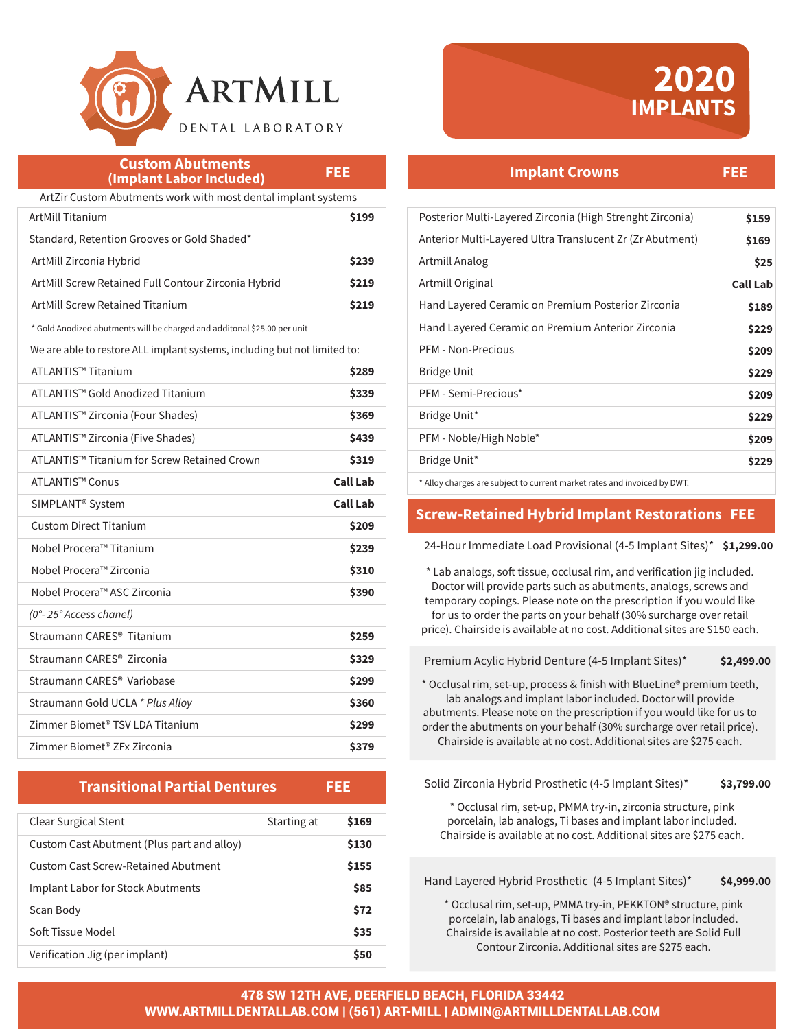# ARTMILL DENTAL LABORATORY

# 2020 IMPLANTS

## Custom Abutments (Implant Labor Included)

ArtZir Custom Abutments work with most dental implant systems

| Custom Abutments (Implant Labor Included) | FEE |
|---|---|
| ArtMill Titanium | $199 |
| Standard, Retention Grooves or Gold Shaded* | |
| ArtMill Zirconia Hybrid | $239 |
| ArtMill Screw Retained Full Contour Zirconia Hybrid | $219 |
| ArtMill Screw Retained Titanium | $219 |
| * Gold Anodized abutments will be charged and additonal $25.00 per unit | |
| We are able to restore ALL implant systems, including but not limited to: | |
| ATLANTIS™ Titanium | $289 |
| ATLANTIS™ Gold Anodized Titanium | $339 |
| ATLANTIS™ Zirconia (Four Shades) | $369 |
| ATLANTIS™ Zirconia (Five Shades) | $439 |
| ATLANTIS™ Titanium for Screw Retained Crown | $319 |
| ATLANTIS™ Conus | Call Lab |
| SIMPLANT® System | Call Lab |
| Custom Direct Titanium | $209 |
| Nobel Procera™ Titanium | $239 |
| Nobel Procera™ Zirconia | $310 |
| Nobel Procera™ ASC Zirconia | $390 |
| *(0°- 25° Access chanel)* | |
| Straumann CARES® Titanium | $259 |
| Straumann CARES® Zirconia | $329 |
| Straumann CARES® Variobase | $299 |
| Straumann Gold UCLA * *Plus Alloy* | $360 |
| Zimmer Biomet® TSV LDA Titanium | $299 |
| Zimmer Biomet® ZFx Zirconia | $379 |

## Transitional Partial Dentures

| Transitional Partial Dentures | | FEE |
|---|---|---|
| Clear Surgical Stent | Starting at | $169 |
| Custom Cast Abutment (Plus part and alloy) | | $130 |
| Custom Cast Screw-Retained Abutment | | $155 |
| Implant Labor for Stock Abutments | | $85 |
| Scan Body | | $72 |
| Soft Tissue Model | | $35 |
| Verification Jig (per implant) | | $50 |

## Implant Crowns

| Implant Crowns | FEE |
|---|---|
| Posterior Multi-Layered Zirconia (High Strenght Zirconia) | $159 |
| Anterior Multi-Layered Ultra Translucent Zr (Zr Abutment) | $169 |
| Artmill Analog | $25 |
| Artmill Original | Call Lab |
| Hand Layered Ceramic on Premium Posterior Zirconia | $189 |
| Hand Layered Ceramic on Premium Anterior Zirconia | $229 |
| PFM - Non-Precious | $209 |
| Bridge Unit | $229 |
| PFM - Semi-Precious* | $209 |
| Bridge Unit* | $229 |
| PFM - Noble/High Noble* | $209 |
| Bridge Unit* | $229 |
| * Alloy charges are subject to current market rates and invoiced by DWT. | |

## Screw-Retained Hybrid Implant Restorations — FEE

**24-Hour Immediate Load Provisional (4-5 Implant Sites)*** — **$1,299.00**

* Lab analogs, soft tissue, occlusal rim, and verification jig included. Doctor will provide parts such as abutments, analogs, screws and temporary copings. Please note on the prescription if you would like for us to order the parts on your behalf (30% surcharge over retail price). Chairside is available at no cost. Additional sites are $150 each.

**Premium Acylic Hybrid Denture (4-5 Implant Sites)*** — **$2,499.00**

* Occlusal rim, set-up, process & finish with BlueLine® premium teeth, lab analogs and implant labor included. Doctor will provide abutments. Please note on the prescription if you would like for us to order the abutments on your behalf (30% surcharge over retail price). Chairside is available at no cost. Additional sites are $275 each.

**Solid Zirconia Hybrid Prosthetic (4-5 Implant Sites)*** — **$3,799.00**

* Occlusal rim, set-up, PMMA try-in, zirconia structure, pink porcelain, lab analogs, Ti bases and implant labor included. Chairside is available at no cost. Additional sites are $275 each.

**Hand Layered Hybrid Prosthetic (4-5 Implant Sites)*** — **$4,999.00**

* Occlusal rim, set-up, PMMA try-in, PEKKTON® structure, pink porcelain, lab analogs, Ti bases and implant labor included. Chairside is available at no cost. Posterior teeth are Solid Full Contour Zirconia. Additional sites are $275 each.

**478 SW 12TH AVE, DEERFIELD BEACH, FLORIDA 33442**
**WWW.ARTMILLDENTALLAB.COM | (561) ART-MILL | ADMIN@ARTMILLDENTALLAB.COM**